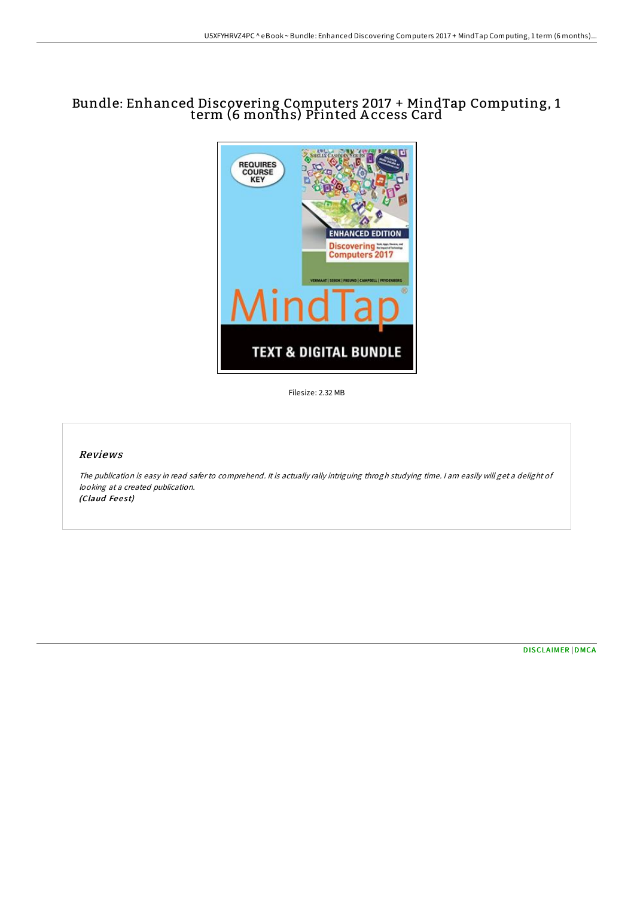# Bundle: Enhanced Discovering Computers 2017 + MindTap Computing, 1 term (6 months) Printed Access Card

Filesize: 2.32 MB

## Reviews

*The publication is easy in read safer to comprehend. It is actually rally intriguing throgh studying time. I am easily will get a delight of looking at a created publication.*
***(Claud Feest)***

DISCLAIMER | DMCA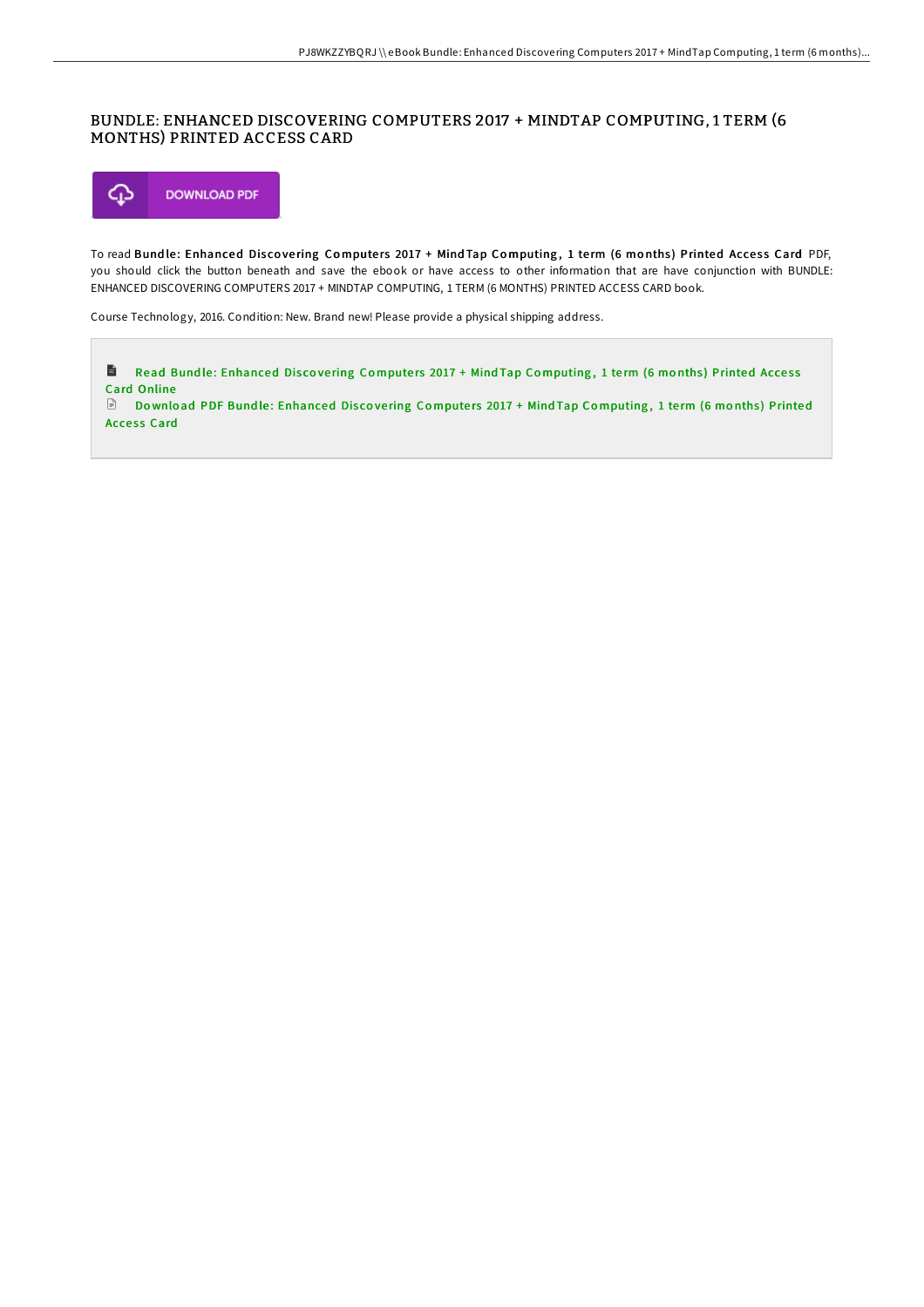# BUNDLE: ENHANCED DISCOVERING COMPUTERS 2017 + MINDTAP COMPUTING, 1 TERM (6 MONTHS) PRINTED ACCESS CARD

DOWNLOAD PDF

To read **Bundle: Enhanced Discovering Computers 2017 + MindTap Computing, 1 term (6 months) Printed Access Card** PDF, you should click the button beneath and save the ebook or have access to other information that are have conjunction with BUNDLE: ENHANCED DISCOVERING COMPUTERS 2017 + MINDTAP COMPUTING, 1 TERM (6 MONTHS) PRINTED ACCESS CARD book.

Course Technology, 2016. Condition: New. Brand new! Please provide a physical shipping address.

Read Bundle: Enhanced Discovering Computers 2017 + MindTap Computing, 1 term (6 months) Printed Access Card Online

Download PDF Bundle: Enhanced Discovering Computers 2017 + MindTap Computing, 1 term (6 months) Printed Access Card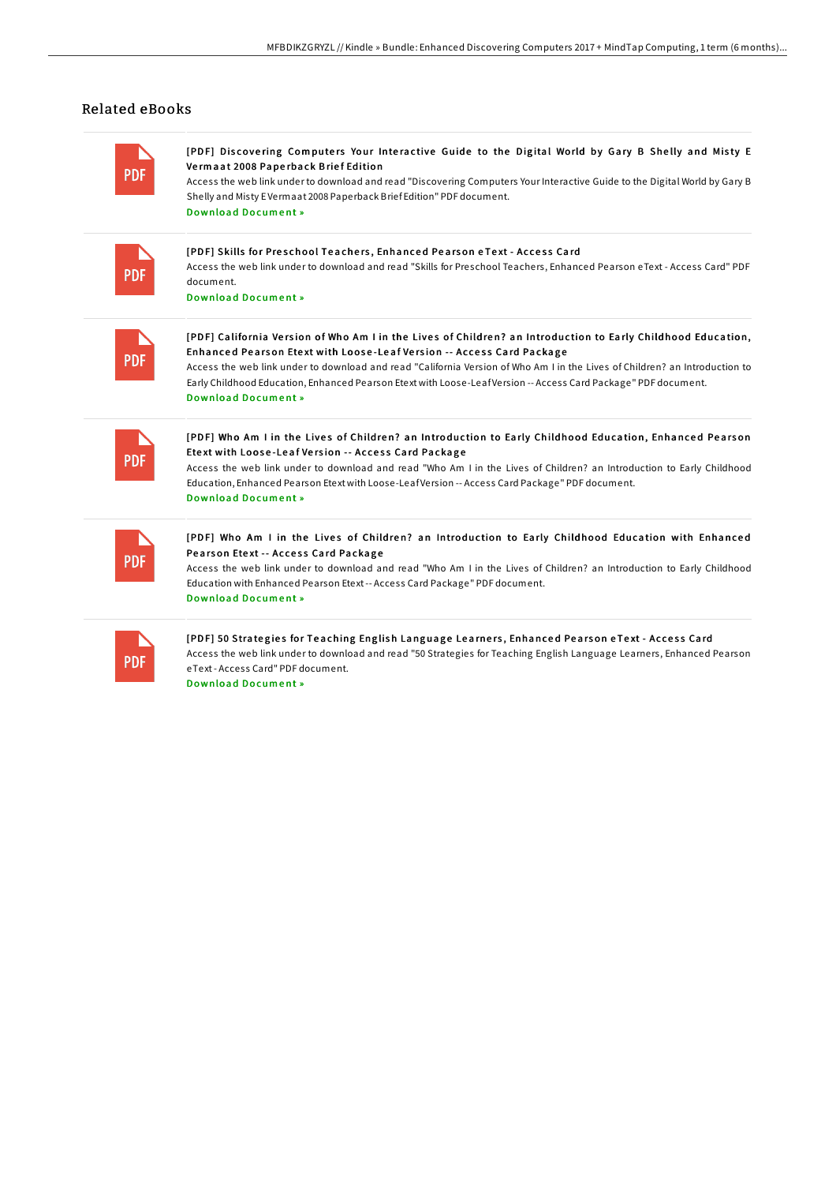## Related eBooks

[PDF] Discovering Computers Your Interactive Guide to the Digital World by Gary B Shelly and Misty E Vermaat 2008 Paperback Brief Edition

Access the web link under to download and read "Discovering Computers Your Interactive Guide to the Digital World by Gary B Shelly and Misty E Vermaat 2008 Paperback Brief Edition" PDF document.

Download Document »

[PDF] Skills for Preschool Teachers, Enhanced Pearson eText - Access Card

Access the web link under to download and read "Skills for Preschool Teachers, Enhanced Pearson eText - Access Card" PDF document.

Download Document »

[PDF] California Version of Who Am I in the Lives of Children? an Introduction to Early Childhood Education, Enhanced Pearson Etext with Loose-Leaf Version -- Access Card Package

Access the web link under to download and read "California Version of Who Am I in the Lives of Children? an Introduction to Early Childhood Education, Enhanced Pearson Etext with Loose-Leaf Version -- Access Card Package" PDF document.

Download Document »

[PDF] Who Am I in the Lives of Children? an Introduction to Early Childhood Education, Enhanced Pearson Etext with Loose-Leaf Version -- Access Card Package

Access the web link under to download and read "Who Am I in the Lives of Children? an Introduction to Early Childhood Education, Enhanced Pearson Etext with Loose-Leaf Version -- Access Card Package" PDF document.

Download Document »

[PDF] Who Am I in the Lives of Children? an Introduction to Early Childhood Education with Enhanced Pearson Etext -- Access Card Package

Access the web link under to download and read "Who Am I in the Lives of Children? an Introduction to Early Childhood Education with Enhanced Pearson Etext -- Access Card Package" PDF document.

Download Document »

[PDF] 50 Strategies for Teaching English Language Learners, Enhanced Pearson eText - Access Card

Access the web link under to download and read "50 Strategies for Teaching English Language Learners, Enhanced Pearson eText - Access Card" PDF document.

Download Document »